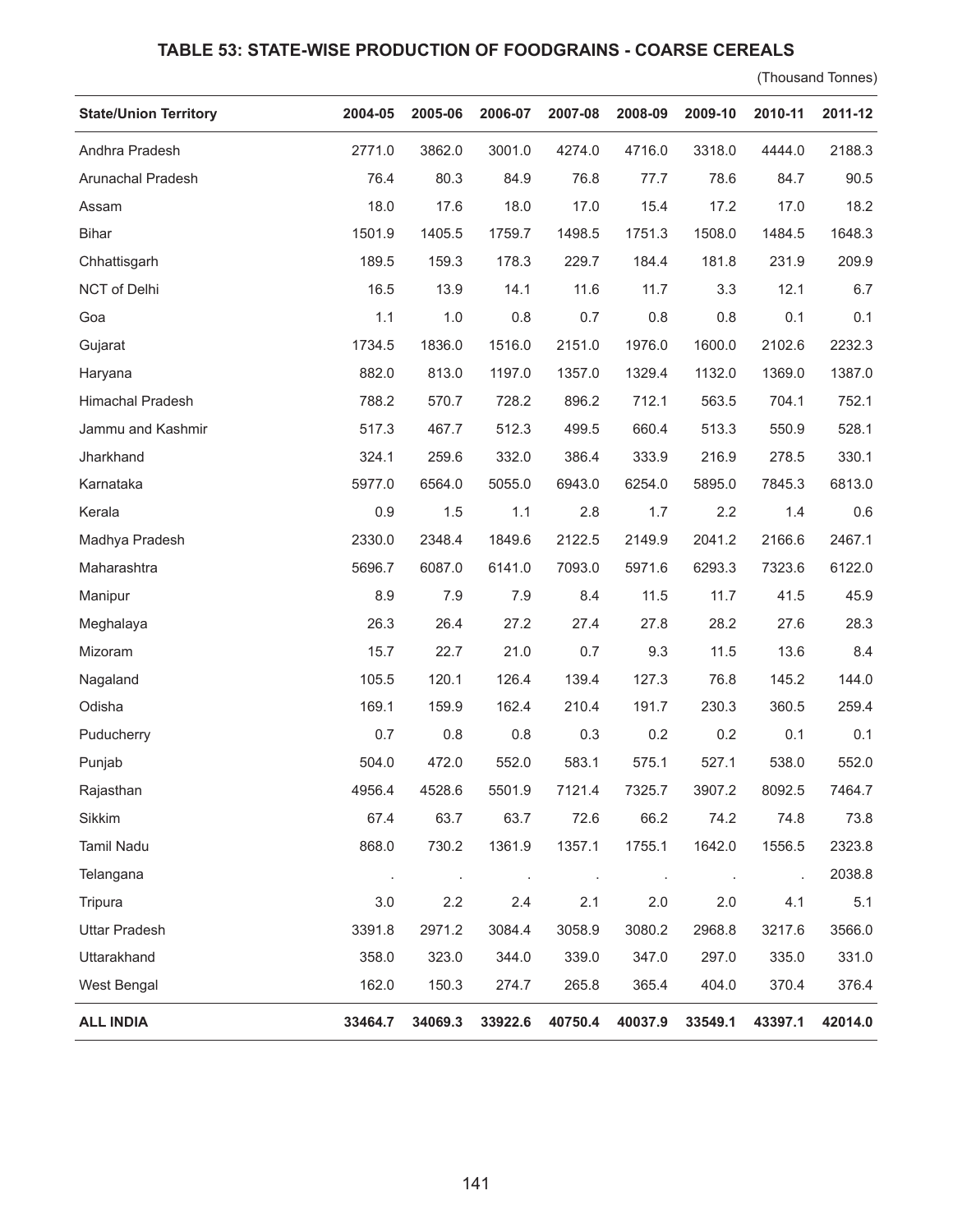# TABLE 53: STATE-WISE PRODUCTION OF FOODGRAINS - COARSE CEREALS

(Thousand Tonnes)

| State/Union Territory | 2004-05 | 2005-06 | 2006-07 | 2007-08 | 2008-09 | 2009-10 | 2010-11 | 2011-12 |
|---|---|---|---|---|---|---|---|---|
| Andhra Pradesh | 2771.0 | 3862.0 | 3001.0 | 4274.0 | 4716.0 | 3318.0 | 4444.0 | 2188.3 |
| Arunachal Pradesh | 76.4 | 80.3 | 84.9 | 76.8 | 77.7 | 78.6 | 84.7 | 90.5 |
| Assam | 18.0 | 17.6 | 18.0 | 17.0 | 15.4 | 17.2 | 17.0 | 18.2 |
| Bihar | 1501.9 | 1405.5 | 1759.7 | 1498.5 | 1751.3 | 1508.0 | 1484.5 | 1648.3 |
| Chhattisgarh | 189.5 | 159.3 | 178.3 | 229.7 | 184.4 | 181.8 | 231.9 | 209.9 |
| NCT of Delhi | 16.5 | 13.9 | 14.1 | 11.6 | 11.7 | 3.3 | 12.1 | 6.7 |
| Goa | 1.1 | 1.0 | 0.8 | 0.7 | 0.8 | 0.8 | 0.1 | 0.1 |
| Gujarat | 1734.5 | 1836.0 | 1516.0 | 2151.0 | 1976.0 | 1600.0 | 2102.6 | 2232.3 |
| Haryana | 882.0 | 813.0 | 1197.0 | 1357.0 | 1329.4 | 1132.0 | 1369.0 | 1387.0 |
| Himachal Pradesh | 788.2 | 570.7 | 728.2 | 896.2 | 712.1 | 563.5 | 704.1 | 752.1 |
| Jammu and Kashmir | 517.3 | 467.7 | 512.3 | 499.5 | 660.4 | 513.3 | 550.9 | 528.1 |
| Jharkhand | 324.1 | 259.6 | 332.0 | 386.4 | 333.9 | 216.9 | 278.5 | 330.1 |
| Karnataka | 5977.0 | 6564.0 | 5055.0 | 6943.0 | 6254.0 | 5895.0 | 7845.3 | 6813.0 |
| Kerala | 0.9 | 1.5 | 1.1 | 2.8 | 1.7 | 2.2 | 1.4 | 0.6 |
| Madhya Pradesh | 2330.0 | 2348.4 | 1849.6 | 2122.5 | 2149.9 | 2041.2 | 2166.6 | 2467.1 |
| Maharashtra | 5696.7 | 6087.0 | 6141.0 | 7093.0 | 5971.6 | 6293.3 | 7323.6 | 6122.0 |
| Manipur | 8.9 | 7.9 | 7.9 | 8.4 | 11.5 | 11.7 | 41.5 | 45.9 |
| Meghalaya | 26.3 | 26.4 | 27.2 | 27.4 | 27.8 | 28.2 | 27.6 | 28.3 |
| Mizoram | 15.7 | 22.7 | 21.0 | 0.7 | 9.3 | 11.5 | 13.6 | 8.4 |
| Nagaland | 105.5 | 120.1 | 126.4 | 139.4 | 127.3 | 76.8 | 145.2 | 144.0 |
| Odisha | 169.1 | 159.9 | 162.4 | 210.4 | 191.7 | 230.3 | 360.5 | 259.4 |
| Puducherry | 0.7 | 0.8 | 0.8 | 0.3 | 0.2 | 0.2 | 0.1 | 0.1 |
| Punjab | 504.0 | 472.0 | 552.0 | 583.1 | 575.1 | 527.1 | 538.0 | 552.0 |
| Rajasthan | 4956.4 | 4528.6 | 5501.9 | 7121.4 | 7325.7 | 3907.2 | 8092.5 | 7464.7 |
| Sikkim | 67.4 | 63.7 | 63.7 | 72.6 | 66.2 | 74.2 | 74.8 | 73.8 |
| Tamil Nadu | 868.0 | 730.2 | 1361.9 | 1357.1 | 1755.1 | 1642.0 | 1556.5 | 2323.8 |
| Telangana | . | . | . | . | . | . | . | 2038.8 |
| Tripura | 3.0 | 2.2 | 2.4 | 2.1 | 2.0 | 2.0 | 4.1 | 5.1 |
| Uttar Pradesh | 3391.8 | 2971.2 | 3084.4 | 3058.9 | 3080.2 | 2968.8 | 3217.6 | 3566.0 |
| Uttarakhand | 358.0 | 323.0 | 344.0 | 339.0 | 347.0 | 297.0 | 335.0 | 331.0 |
| West Bengal | 162.0 | 150.3 | 274.7 | 265.8 | 365.4 | 404.0 | 370.4 | 376.4 |
| **ALL INDIA** | **33464.7** | **34069.3** | **33922.6** | **40750.4** | **40037.9** | **33549.1** | **43397.1** | **42014.0** |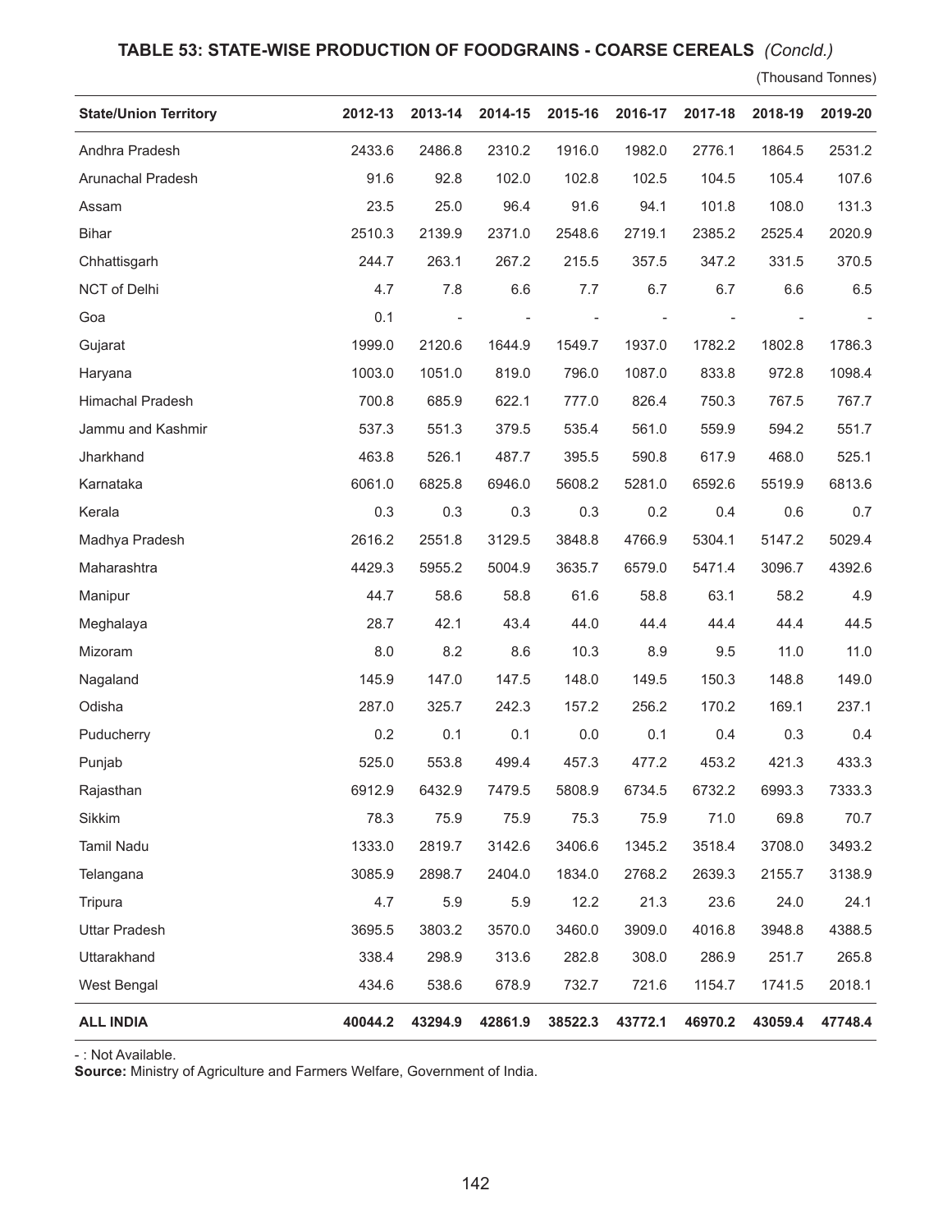## TABLE 53: STATE-WISE PRODUCTION OF FOODGRAINS - COARSE CEREALS *(Concld.)*

(Thousand Tonnes)

| State/Union Territory | 2012-13 | 2013-14 | 2014-15 | 2015-16 | 2016-17 | 2017-18 | 2018-19 | 2019-20 |
|---|---|---|---|---|---|---|---|---|
| Andhra Pradesh | 2433.6 | 2486.8 | 2310.2 | 1916.0 | 1982.0 | 2776.1 | 1864.5 | 2531.2 |
| Arunachal Pradesh | 91.6 | 92.8 | 102.0 | 102.8 | 102.5 | 104.5 | 105.4 | 107.6 |
| Assam | 23.5 | 25.0 | 96.4 | 91.6 | 94.1 | 101.8 | 108.0 | 131.3 |
| Bihar | 2510.3 | 2139.9 | 2371.0 | 2548.6 | 2719.1 | 2385.2 | 2525.4 | 2020.9 |
| Chhattisgarh | 244.7 | 263.1 | 267.2 | 215.5 | 357.5 | 347.2 | 331.5 | 370.5 |
| NCT of Delhi | 4.7 | 7.8 | 6.6 | 7.7 | 6.7 | 6.7 | 6.6 | 6.5 |
| Goa | 0.1 | - | - | - | - | - | - | - |
| Gujarat | 1999.0 | 2120.6 | 1644.9 | 1549.7 | 1937.0 | 1782.2 | 1802.8 | 1786.3 |
| Haryana | 1003.0 | 1051.0 | 819.0 | 796.0 | 1087.0 | 833.8 | 972.8 | 1098.4 |
| Himachal Pradesh | 700.8 | 685.9 | 622.1 | 777.0 | 826.4 | 750.3 | 767.5 | 767.7 |
| Jammu and Kashmir | 537.3 | 551.3 | 379.5 | 535.4 | 561.0 | 559.9 | 594.2 | 551.7 |
| Jharkhand | 463.8 | 526.1 | 487.7 | 395.5 | 590.8 | 617.9 | 468.0 | 525.1 |
| Karnataka | 6061.0 | 6825.8 | 6946.0 | 5608.2 | 5281.0 | 6592.6 | 5519.9 | 6813.6 |
| Kerala | 0.3 | 0.3 | 0.3 | 0.3 | 0.2 | 0.4 | 0.6 | 0.7 |
| Madhya Pradesh | 2616.2 | 2551.8 | 3129.5 | 3848.8 | 4766.9 | 5304.1 | 5147.2 | 5029.4 |
| Maharashtra | 4429.3 | 5955.2 | 5004.9 | 3635.7 | 6579.0 | 5471.4 | 3096.7 | 4392.6 |
| Manipur | 44.7 | 58.6 | 58.8 | 61.6 | 58.8 | 63.1 | 58.2 | 4.9 |
| Meghalaya | 28.7 | 42.1 | 43.4 | 44.0 | 44.4 | 44.4 | 44.4 | 44.5 |
| Mizoram | 8.0 | 8.2 | 8.6 | 10.3 | 8.9 | 9.5 | 11.0 | 11.0 |
| Nagaland | 145.9 | 147.0 | 147.5 | 148.0 | 149.5 | 150.3 | 148.8 | 149.0 |
| Odisha | 287.0 | 325.7 | 242.3 | 157.2 | 256.2 | 170.2 | 169.1 | 237.1 |
| Puducherry | 0.2 | 0.1 | 0.1 | 0.0 | 0.1 | 0.4 | 0.3 | 0.4 |
| Punjab | 525.0 | 553.8 | 499.4 | 457.3 | 477.2 | 453.2 | 421.3 | 433.3 |
| Rajasthan | 6912.9 | 6432.9 | 7479.5 | 5808.9 | 6734.5 | 6732.2 | 6993.3 | 7333.3 |
| Sikkim | 78.3 | 75.9 | 75.9 | 75.3 | 75.9 | 71.0 | 69.8 | 70.7 |
| Tamil Nadu | 1333.0 | 2819.7 | 3142.6 | 3406.6 | 1345.2 | 3518.4 | 3708.0 | 3493.2 |
| Telangana | 3085.9 | 2898.7 | 2404.0 | 1834.0 | 2768.2 | 2639.3 | 2155.7 | 3138.9 |
| Tripura | 4.7 | 5.9 | 5.9 | 12.2 | 21.3 | 23.6 | 24.0 | 24.1 |
| Uttar Pradesh | 3695.5 | 3803.2 | 3570.0 | 3460.0 | 3909.0 | 4016.8 | 3948.8 | 4388.5 |
| Uttarakhand | 338.4 | 298.9 | 313.6 | 282.8 | 308.0 | 286.9 | 251.7 | 265.8 |
| West Bengal | 434.6 | 538.6 | 678.9 | 732.7 | 721.6 | 1154.7 | 1741.5 | 2018.1 |
| **ALL INDIA** | **40044.2** | **43294.9** | **42861.9** | **38522.3** | **43772.1** | **46970.2** | **43059.4** | **47748.4** |

- : Not Available.

**Source:** Ministry of Agriculture and Farmers Welfare, Government of India.